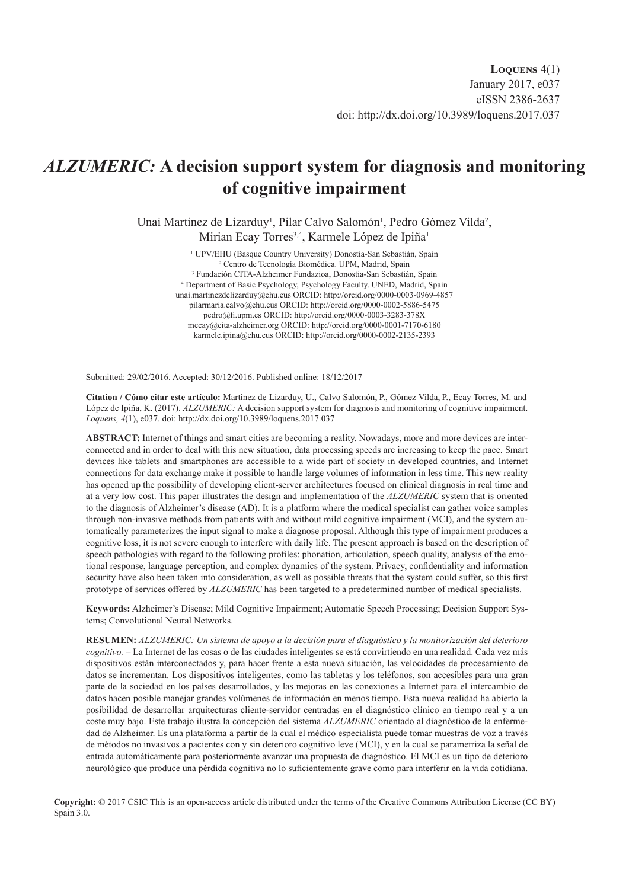**Loquens** 4(1)
January 2017, e037
eISSN 2386-2637
doi: http://dx.doi.org/10.3989/loquens.2017.037

# *ALZUMERIC:* A decision support system for diagnosis and monitoring of cognitive impairment

Unai Martinez de Lizarduy[1], Pilar Calvo Salomón[1], Pedro Gómez Vilda[2], Mirian Ecay Torres[3,4], Karmele López de Ipiña[1]

[1] UPV/EHU (Basque Country University) Donostia-San Sebastián, Spain
[2] Centro de Tecnología Biomédica. UPM, Madrid, Spain
[3] Fundación CITA-Alzheimer Fundazioa, Donostia-San Sebastián, Spain
[4] Department of Basic Psychology, Psychology Faculty. UNED, Madrid, Spain
unai.martinezdelizarduy@ehu.eus ORCID: http://orcid.org/0000-0003-0969-4857
pilarmaria.calvo@ehu.eus ORCID: http://orcid.org/0000-0002-5886-5475
pedro@fi.upm.es ORCID: http://orcid.org/0000-0003-3283-378X
mecay@cita-alzheimer.org ORCID: http://orcid.org/0000-0001-7170-6180
karmele.ipina@ehu.eus ORCID: http://orcid.org/0000-0002-2135-2393

Submitted: 29/02/2016. Accepted: 30/12/2016. Published online: 18/12/2017

**Citation / Cómo citar este artículo:** Martinez de Lizarduy, U., Calvo Salomón, P., Gómez Vilda, P., Ecay Torres, M. and López de Ipiña, K. (2017). *ALZUMERIC:* A decision support system for diagnosis and monitoring of cognitive impairment. *Loquens, 4*(1), e037. doi: http://dx.doi.org/10.3989/loquens.2017.037

**ABSTRACT:** Internet of things and smart cities are becoming a reality. Nowadays, more and more devices are interconnected and in order to deal with this new situation, data processing speeds are increasing to keep the pace. Smart devices like tablets and smartphones are accessible to a wide part of society in developed countries, and Internet connections for data exchange make it possible to handle large volumes of information in less time. This new reality has opened up the possibility of developing client-server architectures focused on clinical diagnosis in real time and at a very low cost. This paper illustrates the design and implementation of the *ALZUMERIC* system that is oriented to the diagnosis of Alzheimer's disease (AD). It is a platform where the medical specialist can gather voice samples through non-invasive methods from patients with and without mild cognitive impairment (MCI), and the system automatically parameterizes the input signal to make a diagnose proposal. Although this type of impairment produces a cognitive loss, it is not severe enough to interfere with daily life. The present approach is based on the description of speech pathologies with regard to the following profiles: phonation, articulation, speech quality, analysis of the emotional response, language perception, and complex dynamics of the system. Privacy, confidentiality and information security have also been taken into consideration, as well as possible threats that the system could suffer, so this first prototype of services offered by *ALZUMERIC* has been targeted to a predetermined number of medical specialists.

**Keywords:** Alzheimer's Disease; Mild Cognitive Impairment; Automatic Speech Processing; Decision Support Systems; Convolutional Neural Networks.

**RESUMEN:** *ALZUMERIC: Un sistema de apoyo a la decisión para el diagnóstico y la monitorización del deterioro cognitivo.* – La Internet de las cosas o de las ciudades inteligentes se está convirtiendo en una realidad. Cada vez más dispositivos están interconectados y, para hacer frente a esta nueva situación, las velocidades de procesamiento de datos se incrementan. Los dispositivos inteligentes, como las tabletas y los teléfonos, son accesibles para una gran parte de la sociedad en los países desarrollados, y las mejoras en las conexiones a Internet para el intercambio de datos hacen posible manejar grandes volúmenes de información en menos tiempo. Esta nueva realidad ha abierto la posibilidad de desarrollar arquitecturas cliente-servidor centradas en el diagnóstico clínico en tiempo real y a un coste muy bajo. Este trabajo ilustra la concepción del sistema *ALZUMERIC* orientado al diagnóstico de la enfermedad de Alzheimer. Es una plataforma a partir de la cual el médico especialista puede tomar muestras de voz a través de métodos no invasivos a pacientes con y sin deterioro cognitivo leve (MCI), y en la cual se parametriza la señal de entrada automáticamente para posteriormente avanzar una propuesta de diagnóstico. El MCI es un tipo de deterioro neurológico que produce una pérdida cognitiva no lo suficientemente grave como para interferir en la vida cotidiana.

**Copyright:** © 2017 CSIC This is an open-access article distributed under the terms of the Creative Commons Attribution License (CC BY) Spain 3.0.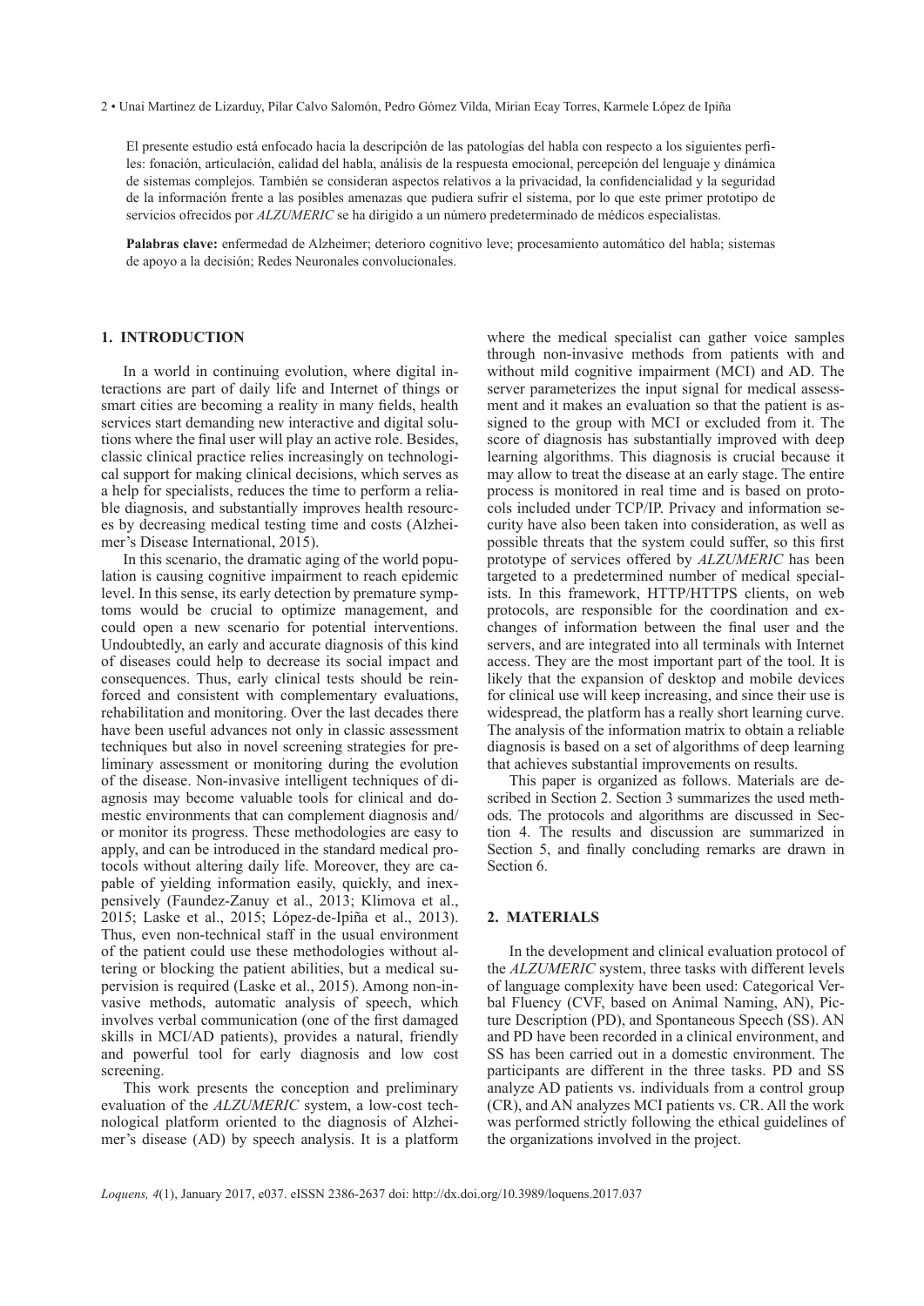El presente estudio está enfocado hacia la descripción de las patologías del habla con respecto a los siguientes perfiles: fonación, articulación, calidad del habla, análisis de la respuesta emocional, percepción del lenguaje y dinámica de sistemas complejos. También se consideran aspectos relativos a la privacidad, la confidencialidad y la seguridad de la información frente a las posibles amenazas que pudiera sufrir el sistema, por lo que este primer prototipo de servicios ofrecidos por *ALZUMERIC* se ha dirigido a un número predeterminado de médicos especialistas.

**Palabras clave:** enfermedad de Alzheimer; deterioro cognitivo leve; procesamiento automático del habla; sistemas de apoyo a la decisión; Redes Neuronales convolucionales.

## 1. INTRODUCTION

In a world in continuing evolution, where digital interactions are part of daily life and Internet of things or smart cities are becoming a reality in many fields, health services start demanding new interactive and digital solutions where the final user will play an active role. Besides, classic clinical practice relies increasingly on technological support for making clinical decisions, which serves as a help for specialists, reduces the time to perform a reliable diagnosis, and substantially improves health resources by decreasing medical testing time and costs (Alzheimer's Disease International, 2015).

In this scenario, the dramatic aging of the world population is causing cognitive impairment to reach epidemic level. In this sense, its early detection by premature symptoms would be crucial to optimize management, and could open a new scenario for potential interventions. Undoubtedly, an early and accurate diagnosis of this kind of diseases could help to decrease its social impact and consequences. Thus, early clinical tests should be reinforced and consistent with complementary evaluations, rehabilitation and monitoring. Over the last decades there have been useful advances not only in classic assessment techniques but also in novel screening strategies for preliminary assessment or monitoring during the evolution of the disease. Non-invasive intelligent techniques of diagnosis may become valuable tools for clinical and domestic environments that can complement diagnosis and/or monitor its progress. These methodologies are easy to apply, and can be introduced in the standard medical protocols without altering daily life. Moreover, they are capable of yielding information easily, quickly, and inexpensively (Faundez-Zanuy et al., 2013; Klimova et al., 2015; Laske et al., 2015; López-de-Ipiña et al., 2013). Thus, even non-technical staff in the usual environment of the patient could use these methodologies without altering or blocking the patient abilities, but a medical supervision is required (Laske et al., 2015). Among non-invasive methods, automatic analysis of speech, which involves verbal communication (one of the first damaged skills in MCI/AD patients), provides a natural, friendly and powerful tool for early diagnosis and low cost screening.

This work presents the conception and preliminary evaluation of the *ALZUMERIC* system, a low-cost technological platform oriented to the diagnosis of Alzheimer's disease (AD) by speech analysis. It is a platform where the medical specialist can gather voice samples through non-invasive methods from patients with and without mild cognitive impairment (MCI) and AD. The server parameterizes the input signal for medical assessment and it makes an evaluation so that the patient is assigned to the group with MCI or excluded from it. The score of diagnosis has substantially improved with deep learning algorithms. This diagnosis is crucial because it may allow to treat the disease at an early stage. The entire process is monitored in real time and is based on protocols included under TCP/IP. Privacy and information security have also been taken into consideration, as well as possible threats that the system could suffer, so this first prototype of services offered by *ALZUMERIC* has been targeted to a predetermined number of medical specialists. In this framework, HTTP/HTTPS clients, on web protocols, are responsible for the coordination and exchanges of information between the final user and the servers, and are integrated into all terminals with Internet access. They are the most important part of the tool. It is likely that the expansion of desktop and mobile devices for clinical use will keep increasing, and since their use is widespread, the platform has a really short learning curve. The analysis of the information matrix to obtain a reliable diagnosis is based on a set of algorithms of deep learning that achieves substantial improvements on results.

This paper is organized as follows. Materials are described in Section 2. Section 3 summarizes the used methods. The protocols and algorithms are discussed in Section 4. The results and discussion are summarized in Section 5, and finally concluding remarks are drawn in Section 6.

## 2. MATERIALS

In the development and clinical evaluation protocol of the *ALZUMERIC* system, three tasks with different levels of language complexity have been used: Categorical Verbal Fluency (CVF, based on Animal Naming, AN), Picture Description (PD), and Spontaneous Speech (SS). AN and PD have been recorded in a clinical environment, and SS has been carried out in a domestic environment. The participants are different in the three tasks. PD and SS analyze AD patients vs. individuals from a control group (CR), and AN analyzes MCI patients vs. CR. All the work was performed strictly following the ethical guidelines of the organizations involved in the project.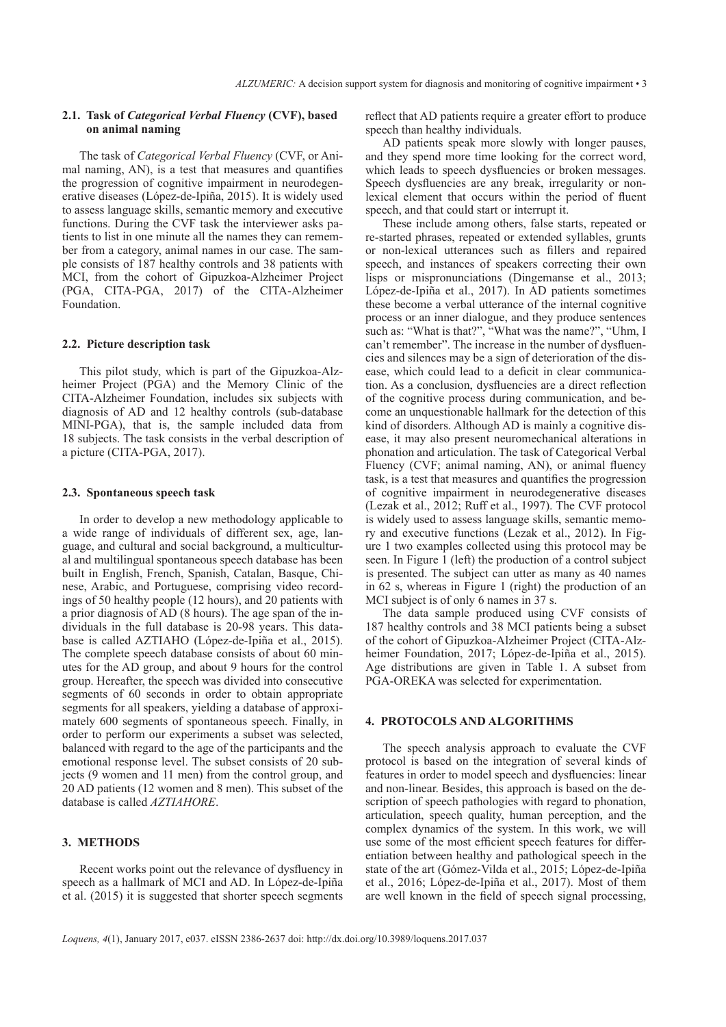### 2.1. Task of *Categorical Verbal Fluency* (CVF), based on animal naming

The task of *Categorical Verbal Fluency* (CVF, or Animal naming, AN), is a test that measures and quantifies the progression of cognitive impairment in neurodegenerative diseases (López-de-Ipiña, 2015). It is widely used to assess language skills, semantic memory and executive functions. During the CVF task the interviewer asks patients to list in one minute all the names they can remember from a category, animal names in our case. The sample consists of 187 healthy controls and 38 patients with MCI, from the cohort of Gipuzkoa-Alzheimer Project (PGA, CITA-PGA, 2017) of the CITA-Alzheimer Foundation.

### 2.2. Picture description task

This pilot study, which is part of the Gipuzkoa-Alzheimer Project (PGA) and the Memory Clinic of the CITA-Alzheimer Foundation, includes six subjects with diagnosis of AD and 12 healthy controls (sub-database MINI-PGA), that is, the sample included data from 18 subjects. The task consists in the verbal description of a picture (CITA-PGA, 2017).

### 2.3. Spontaneous speech task

In order to develop a new methodology applicable to a wide range of individuals of different sex, age, language, and cultural and social background, a multicultural and multilingual spontaneous speech database has been built in English, French, Spanish, Catalan, Basque, Chinese, Arabic, and Portuguese, comprising video recordings of 50 healthy people (12 hours), and 20 patients with a prior diagnosis of AD (8 hours). The age span of the individuals in the full database is 20-98 years. This database is called AZTIAHO (López-de-Ipiña et al., 2015). The complete speech database consists of about 60 minutes for the AD group, and about 9 hours for the control group. Hereafter, the speech was divided into consecutive segments of 60 seconds in order to obtain appropriate segments for all speakers, yielding a database of approximately 600 segments of spontaneous speech. Finally, in order to perform our experiments a subset was selected, balanced with regard to the age of the participants and the emotional response level. The subset consists of 20 subjects (9 women and 11 men) from the control group, and 20 AD patients (12 women and 8 men). This subset of the database is called *AZTIAHORE*.

## 3. METHODS

Recent works point out the relevance of dysfluency in speech as a hallmark of MCI and AD. In López-de-Ipiña et al. (2015) it is suggested that shorter speech segments reflect that AD patients require a greater effort to produce speech than healthy individuals.

AD patients speak more slowly with longer pauses, and they spend more time looking for the correct word, which leads to speech dysfluencies or broken messages. Speech dysfluencies are any break, irregularity or non-lexical element that occurs within the period of fluent speech, and that could start or interrupt it.

These include among others, false starts, repeated or re-started phrases, repeated or extended syllables, grunts or non-lexical utterances such as fillers and repaired speech, and instances of speakers correcting their own lisps or mispronunciations (Dingemanse et al., 2013; López-de-Ipiña et al., 2017). In AD patients sometimes these become a verbal utterance of the internal cognitive process or an inner dialogue, and they produce sentences such as: "What is that?", "What was the name?", "Uhm, I can't remember". The increase in the number of dysfluencies and silences may be a sign of deterioration of the disease, which could lead to a deficit in clear communication. As a conclusion, dysfluencies are a direct reflection of the cognitive process during communication, and become an unquestionable hallmark for the detection of this kind of disorders. Although AD is mainly a cognitive disease, it may also present neuromechanical alterations in phonation and articulation. The task of Categorical Verbal Fluency (CVF; animal naming, AN), or animal fluency task, is a test that measures and quantifies the progression of cognitive impairment in neurodegenerative diseases (Lezak et al., 2012; Ruff et al., 1997). The CVF protocol is widely used to assess language skills, semantic memory and executive functions (Lezak et al., 2012). In Figure 1 two examples collected using this protocol may be seen. In Figure 1 (left) the production of a control subject is presented. The subject can utter as many as 40 names in 62 s, whereas in Figure 1 (right) the production of an MCI subject is of only 6 names in 37 s.

The data sample produced using CVF consists of 187 healthy controls and 38 MCI patients being a subset of the cohort of Gipuzkoa-Alzheimer Project (CITA-Alzheimer Foundation, 2017; López-de-Ipiña et al., 2015). Age distributions are given in Table 1. A subset from PGA-OREKA was selected for experimentation.

## 4. PROTOCOLS AND ALGORITHMS

The speech analysis approach to evaluate the CVF protocol is based on the integration of several kinds of features in order to model speech and dysfluencies: linear and non-linear. Besides, this approach is based on the description of speech pathologies with regard to phonation, articulation, speech quality, human perception, and the complex dynamics of the system. In this work, we will use some of the most efficient speech features for differentiation between healthy and pathological speech in the state of the art (Gómez-Vilda et al., 2015; López-de-Ipiña et al., 2016; López-de-Ipiña et al., 2017). Most of them are well known in the field of speech signal processing,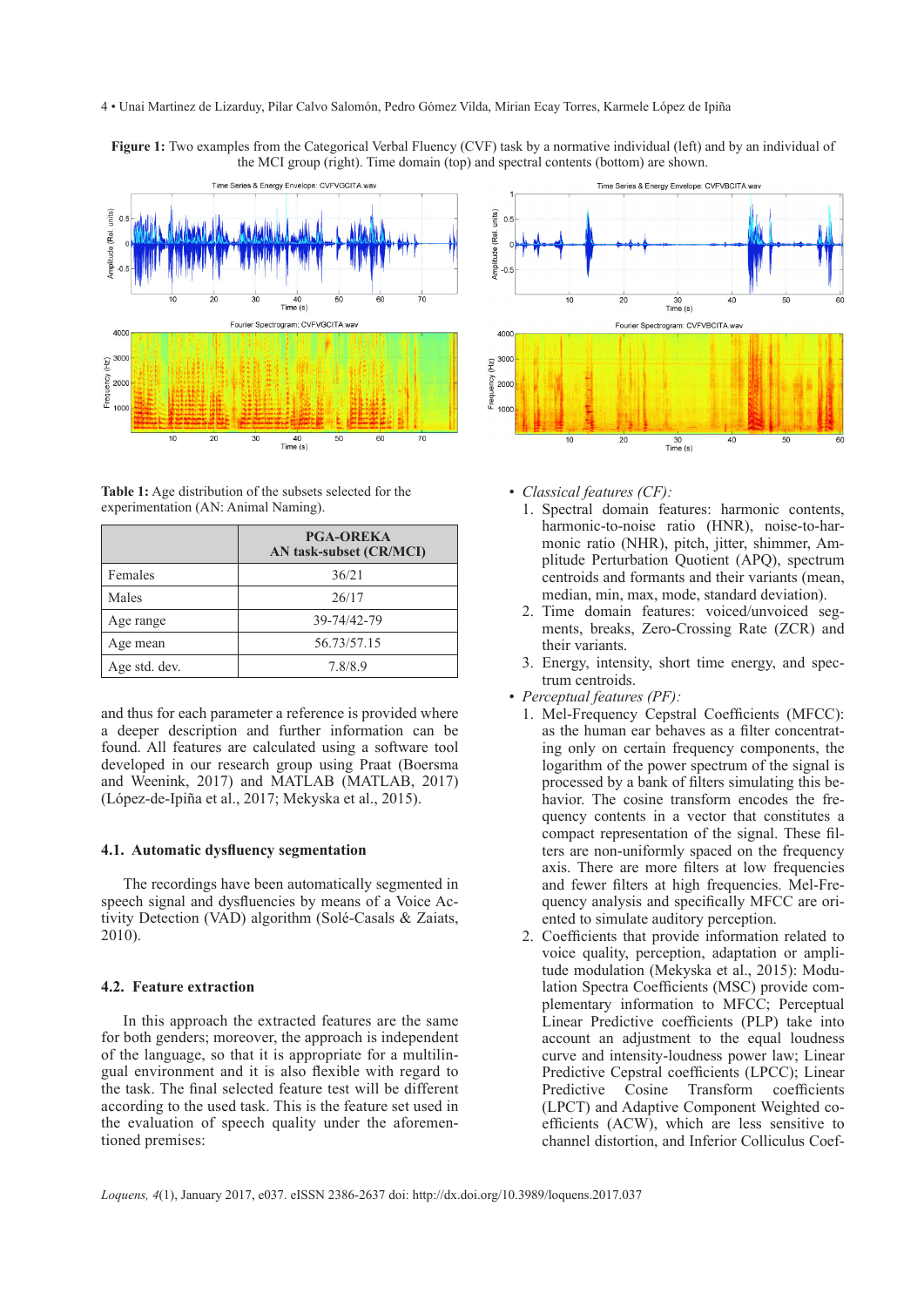**Figure 1:** Two examples from the Categorical Verbal Fluency (CVF) task by a normative individual (left) and by an individual of the MCI group (right). Time domain (top) and spectral contents (bottom) are shown.

**Table 1:** Age distribution of the subsets selected for the experimentation (AN: Animal Naming).

| | PGA-OREKA AN task-subset (CR/MCI) |
|---|---|
| Females | 36/21 |
| Males | 26/17 |
| Age range | 39-74/42-79 |
| Age mean | 56.73/57.15 |
| Age std. dev. | 7.8/8.9 |

and thus for each parameter a reference is provided where a deeper description and further information can be found. All features are calculated using a software tool developed in our research group using Praat (Boersma and Weenink, 2017) and MATLAB (MATLAB, 2017) (López-de-Ipiña et al., 2017; Mekyska et al., 2015).

### 4.1. Automatic dysfluency segmentation

The recordings have been automatically segmented in speech signal and dysfluencies by means of a Voice Activity Detection (VAD) algorithm (Solé-Casals & Zaiats, 2010).

### 4.2. Feature extraction

In this approach the extracted features are the same for both genders; moreover, the approach is independent of the language, so that it is appropriate for a multilingual environment and it is also flexible with regard to the task. The final selected feature test will be different according to the used task. This is the feature set used in the evaluation of speech quality under the aforementioned premises:

- *Classical features (CF):*
  1. Spectral domain features: harmonic contents, harmonic-to-noise ratio (HNR), noise-to-harmonic ratio (NHR), pitch, jitter, shimmer, Amplitude Perturbation Quotient (APQ), spectrum centroids and formants and their variants (mean, median, min, max, mode, standard deviation).
  2. Time domain features: voiced/unvoiced segments, breaks, Zero-Crossing Rate (ZCR) and their variants.
  3. Energy, intensity, short time energy, and spectrum centroids.
- *Perceptual features (PF):*
  1. Mel-Frequency Cepstral Coefficients (MFCC): as the human ear behaves as a filter concentrating only on certain frequency components, the logarithm of the power spectrum of the signal is processed by a bank of filters simulating this behavior. The cosine transform encodes the frequency contents in a vector that constitutes a compact representation of the signal. These filters are non-uniformly spaced on the frequency axis. There are more filters at low frequencies and fewer filters at high frequencies. Mel-Frequency analysis and specifically MFCC are oriented to simulate auditory perception.
  2. Coefficients that provide information related to voice quality, perception, adaptation or amplitude modulation (Mekyska et al., 2015): Modulation Spectra Coefficients (MSC) provide complementary information to MFCC; Perceptual Linear Predictive coefficients (PLP) take into account an adjustment to the equal loudness curve and intensity-loudness power law; Linear Predictive Cepstral coefficients (LPCC); Linear Predictive Cosine Transform coefficients (LPCT) and Adaptive Component Weighted coefficients (ACW), which are less sensitive to channel distortion, and Inferior Colliculus Coef-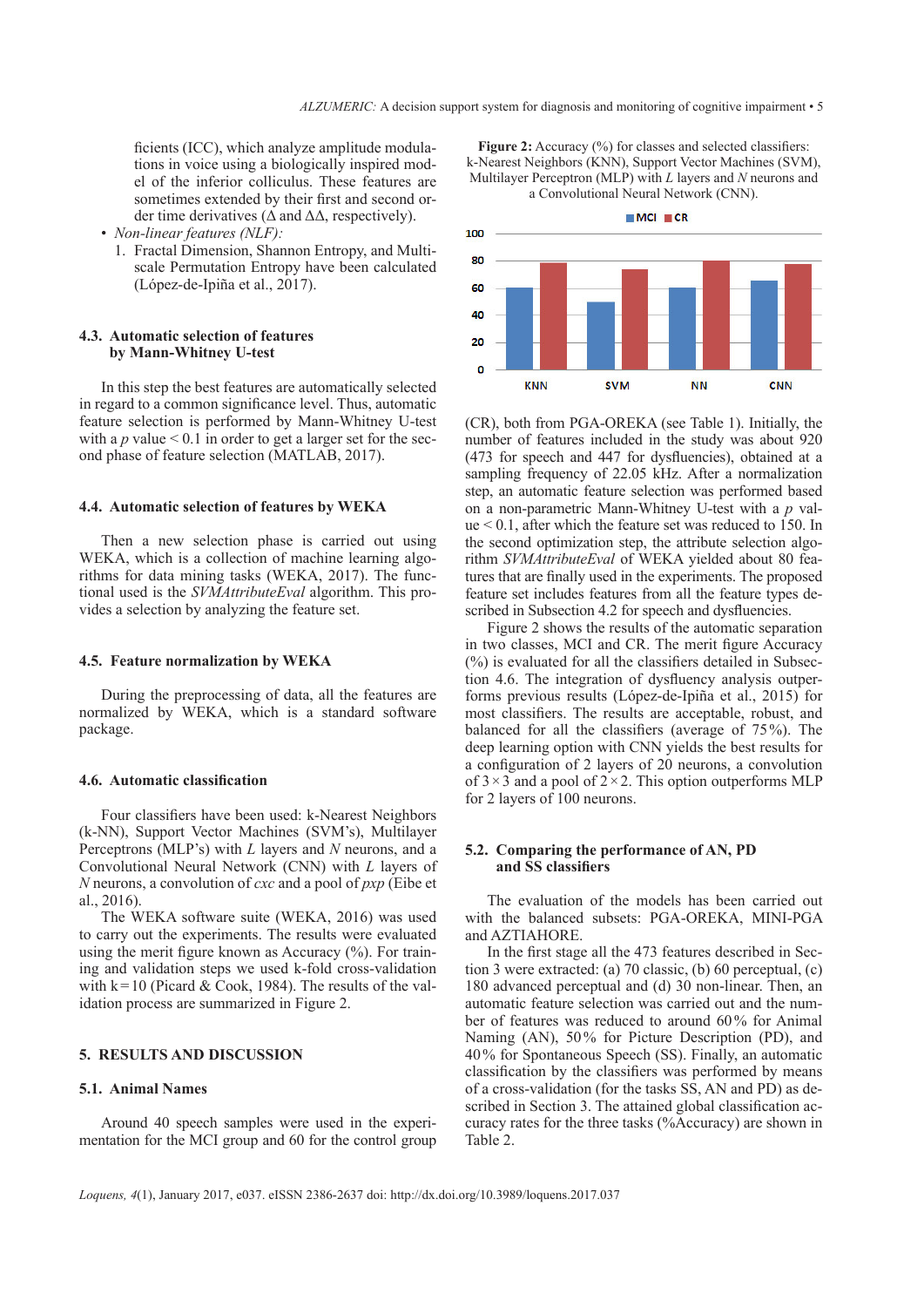ficients (ICC), which analyze amplitude modulations in voice using a biologically inspired model of the inferior colliculus. These features are sometimes extended by their first and second order time derivatives (Δ and ΔΔ, respectively).

- *Non-linear features (NLF):*
  1. Fractal Dimension, Shannon Entropy, and Multiscale Permutation Entropy have been calculated (López-de-Ipiña et al., 2017).

### 4.3. Automatic selection of features by Mann-Whitney U-test

In this step the best features are automatically selected in regard to a common significance level. Thus, automatic feature selection is performed by Mann-Whitney U-test with a $p$ value $< 0.1$ in order to get a larger set for the second phase of feature selection (MATLAB, 2017).

### 4.4. Automatic selection of features by WEKA

Then a new selection phase is carried out using WEKA, which is a collection of machine learning algorithms for data mining tasks (WEKA, 2017). The functional used is the *SVMAttributeEval* algorithm. This provides a selection by analyzing the feature set.

### 4.5. Feature normalization by WEKA

During the preprocessing of data, all the features are normalized by WEKA, which is a standard software package.

### 4.6. Automatic classification

Four classifiers have been used: k-Nearest Neighbors (k-NN), Support Vector Machines (SVM's), Multilayer Perceptrons (MLP's) with $L$ layers and $N$ neurons, and a Convolutional Neural Network (CNN) with $L$ layers of $N$ neurons, a convolution of $cxc$ and a pool of $pxp$ (Eibe et al., 2016).

The WEKA software suite (WEKA, 2016) was used to carry out the experiments. The results were evaluated using the merit figure known as Accuracy (%). For training and validation steps we used k-fold cross-validation with k = 10 (Picard & Cook, 1984). The results of the validation process are summarized in Figure 2.

## 5. RESULTS AND DISCUSSION

### 5.1. Animal Names

Around 40 speech samples were used in the experimentation for the MCI group and 60 for the control group

**Figure 2:** Accuracy (%) for classes and selected classifiers: k-Nearest Neighbors (KNN), Support Vector Machines (SVM), Multilayer Perceptron (MLP) with $L$ layers and $N$ neurons and a Convolutional Neural Network (CNN).

(CR), both from PGA-OREKA (see Table 1). Initially, the number of features included in the study was about 920 (473 for speech and 447 for dysfluencies), obtained at a sampling frequency of 22.05 kHz. After a normalization step, an automatic feature selection was performed based on a non-parametric Mann-Whitney U-test with a $p$ value $< 0.1$, after which the feature set was reduced to 150. In the second optimization step, the attribute selection algorithm *SVMAttributeEval* of WEKA yielded about 80 features that are finally used in the experiments. The proposed feature set includes features from all the feature types described in Subsection 4.2 for speech and dysfluencies.

Figure 2 shows the results of the automatic separation in two classes, MCI and CR. The merit figure Accuracy (%) is evaluated for all the classifiers detailed in Subsection 4.6. The integration of dysfluency analysis outperforms previous results (López-de-Ipiña et al., 2015) for most classifiers. The results are acceptable, robust, and balanced for all the classifiers (average of 75%). The deep learning option with CNN yields the best results for a configuration of 2 layers of 20 neurons, a convolution of 3 × 3 and a pool of 2 × 2. This option outperforms MLP for 2 layers of 100 neurons.

### 5.2. Comparing the performance of AN, PD and SS classifiers

The evaluation of the models has been carried out with the balanced subsets: PGA-OREKA, MINI-PGA and AZTIAHORE.

In the first stage all the 473 features described in Section 3 were extracted: (a) 70 classic, (b) 60 perceptual, (c) 180 advanced perceptual and (d) 30 non-linear. Then, an automatic feature selection was carried out and the number of features was reduced to around 60% for Animal Naming (AN), 50% for Picture Description (PD), and 40% for Spontaneous Speech (SS). Finally, an automatic classification by the classifiers was performed by means of a cross-validation (for the tasks SS, AN and PD) as described in Section 3. The attained global classification accuracy rates for the three tasks (%Accuracy) are shown in Table 2.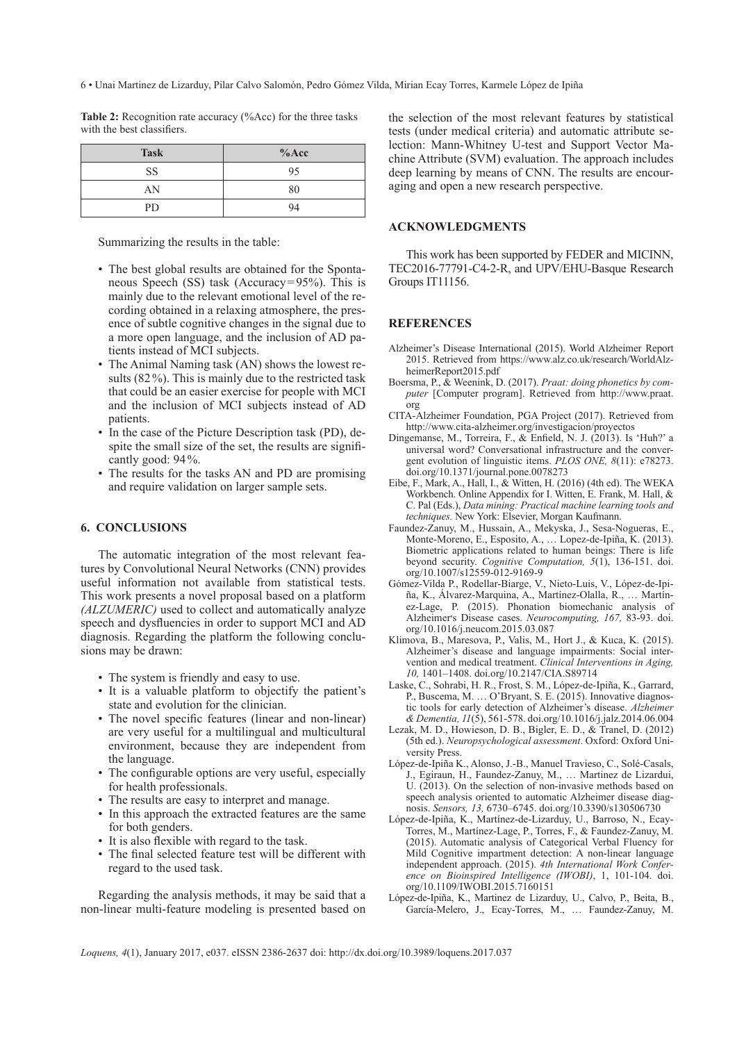**Table 2:** Recognition rate accuracy (%Acc) for the three tasks with the best classifiers.

| Task | %Acc |
|---|---|
| SS | 95 |
| AN | 80 |
| PD | 94 |

Summarizing the results in the table:

- The best global results are obtained for the Spontaneous Speech (SS) task (Accuracy=95%). This is mainly due to the relevant emotional level of the recording obtained in a relaxing atmosphere, the presence of subtle cognitive changes in the signal due to a more open language, and the inclusion of AD patients instead of MCI subjects.
- The Animal Naming task (AN) shows the lowest results (82%). This is mainly due to the restricted task that could be an easier exercise for people with MCI and the inclusion of MCI subjects instead of AD patients.
- In the case of the Picture Description task (PD), despite the small size of the set, the results are significantly good: 94%.
- The results for the tasks AN and PD are promising and require validation on larger sample sets.

## 6. CONCLUSIONS

The automatic integration of the most relevant features by Convolutional Neural Networks (CNN) provides useful information not available from statistical tests. This work presents a novel proposal based on a platform *(ALZUMERIC)* used to collect and automatically analyze speech and dysfluencies in order to support MCI and AD diagnosis. Regarding the platform the following conclusions may be drawn:

- The system is friendly and easy to use.
- It is a valuable platform to objectify the patient's state and evolution for the clinician.
- The novel specific features (linear and non-linear) are very useful for a multilingual and multicultural environment, because they are independent from the language.
- The configurable options are very useful, especially for health professionals.
- The results are easy to interpret and manage.
- In this approach the extracted features are the same for both genders.
- It is also flexible with regard to the task.
- The final selected feature test will be different with regard to the used task.

Regarding the analysis methods, it may be said that a non-linear multi-feature modeling is presented based on the selection of the most relevant features by statistical tests (under medical criteria) and automatic attribute selection: Mann-Whitney U-test and Support Vector Machine Attribute (SVM) evaluation. The approach includes deep learning by means of CNN. The results are encouraging and open a new research perspective.

## ACKNOWLEDGMENTS

This work has been supported by FEDER and MICINN, TEC2016-77791-C4-2-R, and UPV/EHU-Basque Research Groups IT11156.

## REFERENCES

Alzheimer's Disease International (2015). World Alzheimer Report 2015. Retrieved from https://www.alz.co.uk/research/WorldAlzheimerReport2015.pdf

Boersma, P., & Weenink, D. (2017). *Praat: doing phonetics by computer* [Computer program]. Retrieved from http://www.praat.org

CITA-Alzheimer Foundation, PGA Project (2017). Retrieved from http://www.cita-alzheimer.org/investigacion/proyectos

Dingemanse, M., Torreira, F., & Enfield, N. J. (2013). Is 'Huh?' a universal word? Conversational infrastructure and the convergent evolution of linguistic items. *PLOS ONE, 8*(11): e78273. doi.org/10.1371/journal.pone.0078273

Eibe, F., Mark, A., Hall, I., & Witten, H. (2016) (4th ed). The WEKA Workbench. Online Appendix for I. Witten, E. Frank, M. Hall, & C. Pal (Eds.), *Data mining: Practical machine learning tools and techniques.* New York: Elsevier, Morgan Kaufmann.

Faundez-Zanuy, M., Hussain, A., Mekyska, J., Sesa-Nogueras, E., Monte-Moreno, E., Esposito, A., … Lopez-de-Ipiña, K. (2013). Biometric applications related to human beings: There is life beyond security. *Cognitive Computation, 5*(1), 136-151. doi.org/10.1007/s12559-012-9169-9

Gómez-Vilda P., Rodellar-Biarge, V., Nieto-Luis, V., López-de-Ipiña, K., Álvarez-Marquina, A., Martínez-Olalla, R., … Martínez-Lage, P. (2015). Phonation biomechanic analysis of Alzheimer's Disease cases. *Neurocomputing, 167,* 83-93. doi.org/10.1016/j.neucom.2015.03.087

Klimova, B., Maresova, P., Valis, M., Hort J., & Kuca, K. (2015). Alzheimer's disease and language impairments: Social intervention and medical treatment. *Clinical Interventions in Aging, 10,* 1401–1408. doi.org/10.2147/CIA.S89714

Laske, C., Sohrabi, H. R., Frost, S. M., López-de-Ipiña, K., Garrard, P., Buscema, M. … O'Bryant, S. E. (2015). Innovative diagnostic tools for early detection of Alzheimer's disease. *Alzheimer & Dementia, 11*(5), 561-578. doi.org/10.1016/j.jalz.2014.06.004

Lezak, M. D., Howieson, D. B., Bigler, E. D., & Tranel, D. (2012) (5th ed.). *Neuropsychological assessment*. Oxford: Oxford University Press.

López-de-Ipiña K., Alonso, J.-B., Manuel Travieso, C., Solé-Casals, J., Egiraun, H., Faundez-Zanuy, M., … Martinez de Lizardui, U. (2013). On the selection of non-invasive methods based on speech analysis oriented to automatic Alzheimer disease diagnosis. *Sensors, 13,* 6730–6745. doi.org/10.3390/s130506730

López-de-Ipiña, K., Martínez-de-Lizarduy, U., Barroso, N., Ecay-Torres, M., Martínez-Lage, P., Torres, F., & Faundez-Zanuy, M. (2015). Automatic analysis of Categorical Verbal Fluency for Mild Cognitive impartment detection: A non-linear language independent approach. (2015). *4th International Work Conference on Bioinspired Intelligence (IWOBI)*, 1, 101-104. doi.org/10.1109/IWOBI.2015.7160151

López-de-Ipiña, K., Martinez de Lizarduy, U., Calvo, P., Beita, B., García-Melero, J., Ecay-Torres, M., … Faundez-Zanuy, M.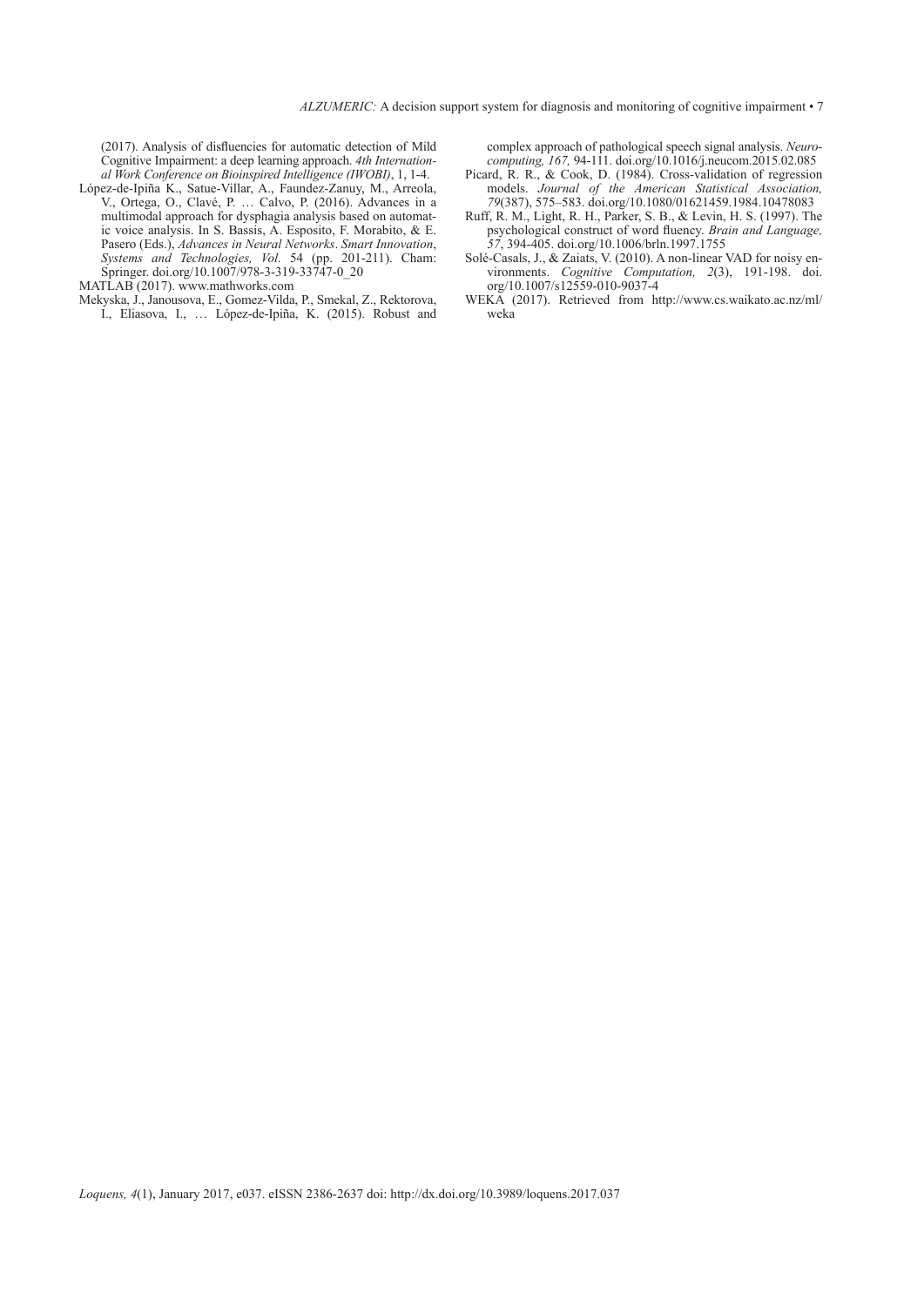(2017). Analysis of disfluencies for automatic detection of Mild Cognitive Impairment: a deep learning approach. *4th International Work Conference on Bioinspired Intelligence (IWOBI)*, 1, 1-4.

López-de-Ipiña K., Satue-Villar, A., Faundez-Zanuy, M., Arreola, V., Ortega, O., Clavé, P. … Calvo, P. (2016). Advances in a multimodal approach for dysphagia analysis based on automatic voice analysis. In S. Bassis, A. Esposito, F. Morabito, & E. Pasero (Eds.), *Advances in Neural Networks*. *Smart Innovation*, *Systems and Technologies, Vol.* 54 (pp. 201-211). Cham: Springer. doi.org/10.1007/978-3-319-33747-0_20

MATLAB (2017). www.mathworks.com

Mekyska, J., Janousova, E., Gomez-Vilda, P., Smekal, Z., Rektorova, I., Eliasova, I., … López-de-Ipiña, K. (2015). Robust and complex approach of pathological speech signal analysis. *Neurocomputing, 167,* 94-111. doi.org/10.1016/j.neucom.2015.02.085

Picard, R. R., & Cook, D. (1984). Cross-validation of regression models. *Journal of the American Statistical Association, 79*(387), 575–583. doi.org/10.1080/01621459.1984.10478083

Ruff, R. M., Light, R. H., Parker, S. B., & Levin, H. S. (1997). The psychological construct of word fluency. *Brain and Language, 57*, 394-405. doi.org/10.1006/brln.1997.1755

Solé-Casals, J., & Zaiats, V. (2010). A non-linear VAD for noisy environments. *Cognitive Computation, 2*(3), 191-198. doi.org/10.1007/s12559-010-9037-4

WEKA (2017). Retrieved from http://www.cs.waikato.ac.nz/ml/weka